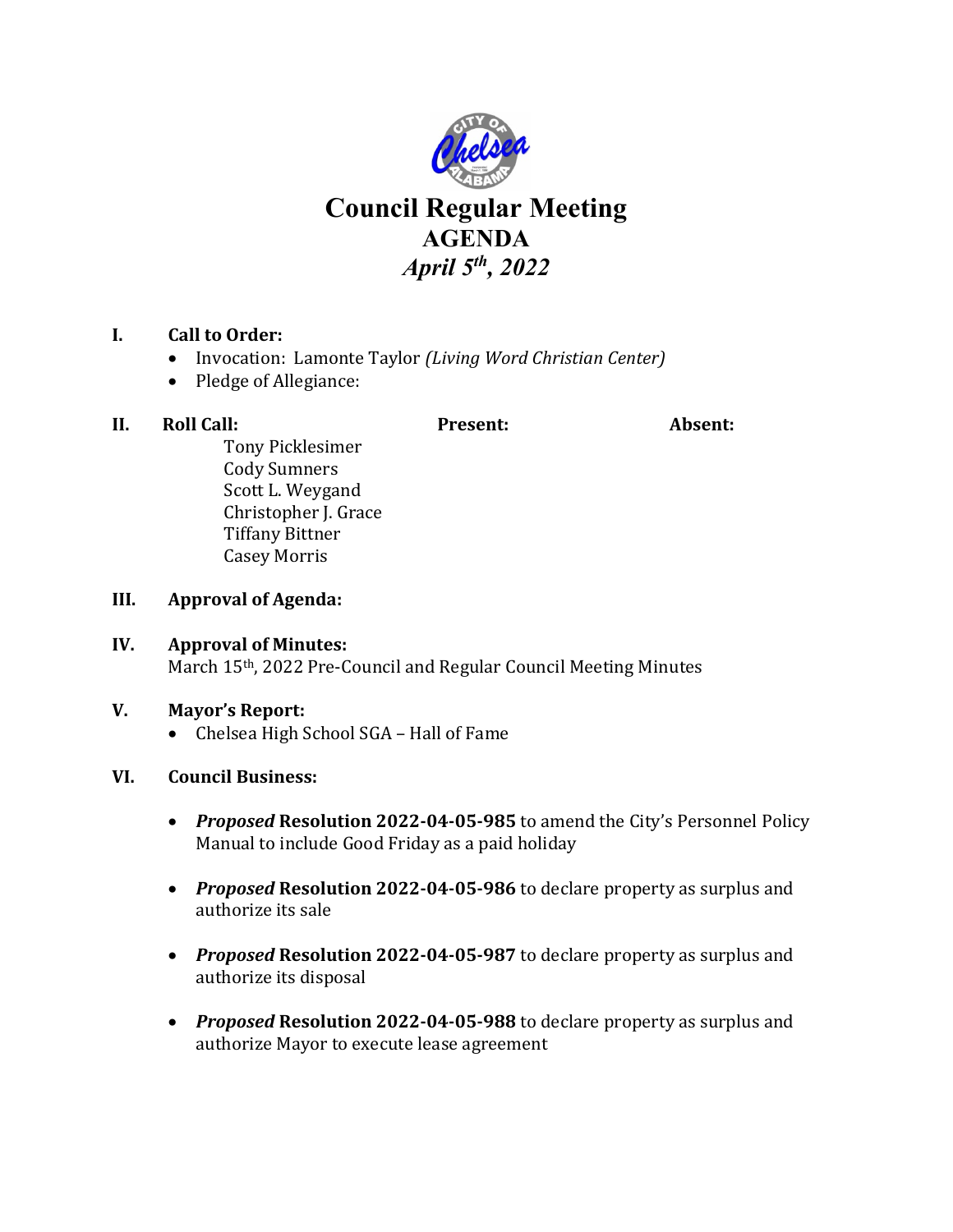# Council Regular Meeting

## AGENDA

## *April 5th, 2022*

**I. Call to Order:**

- Invocation: Lamonte Taylor *(Living Word Christian Center)*
- Pledge of Allegiance:

**II. Roll Call:** **Present:** **Absent:**

Tony Picklesimer
Cody Sumners
Scott L. Weygand
Christopher J. Grace
Tiffany Bittner
Casey Morris

**III. Approval of Agenda:**

**IV. Approval of Minutes:**
March 15th, 2022 Pre-Council and Regular Council Meeting Minutes

**V. Mayor's Report:**

- Chelsea High School SGA – Hall of Fame

**VI. Council Business:**

- ***Proposed* Resolution 2022-04-05-985** to amend the City's Personnel Policy Manual to include Good Friday as a paid holiday

- ***Proposed* Resolution 2022-04-05-986** to declare property as surplus and authorize its sale

- ***Proposed* Resolution 2022-04-05-987** to declare property as surplus and authorize its disposal

- ***Proposed* Resolution 2022-04-05-988** to declare property as surplus and authorize Mayor to execute lease agreement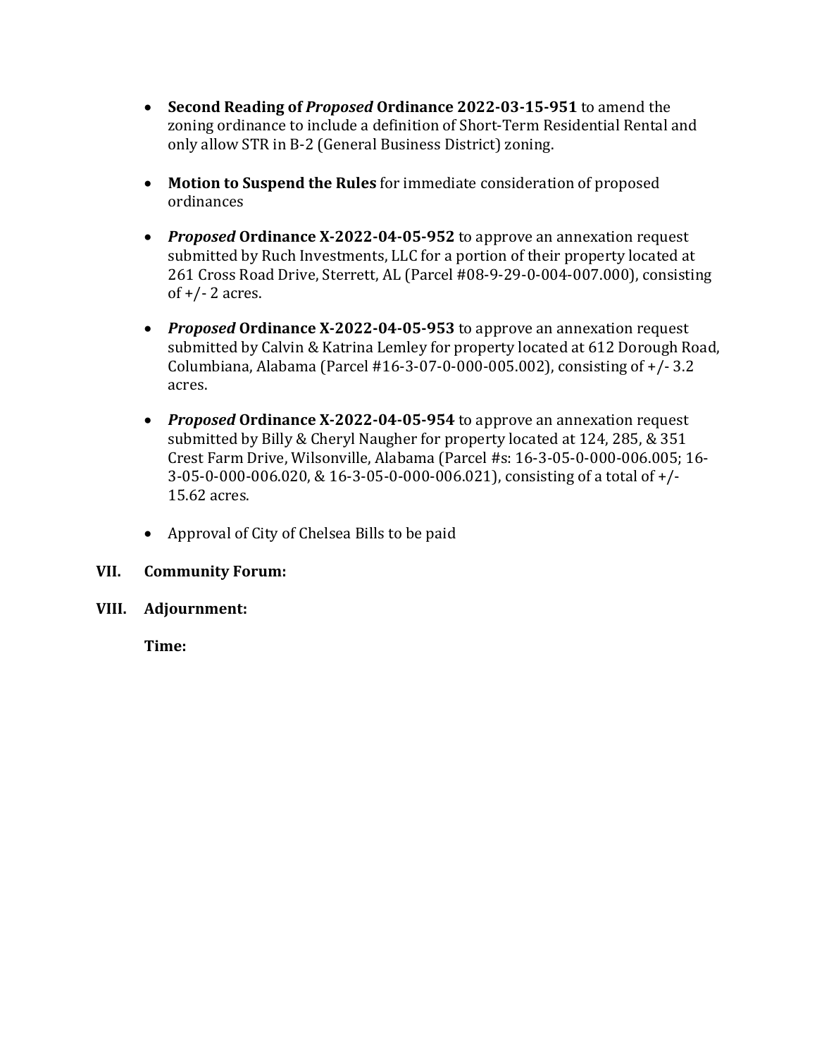- **Second Reading of *Proposed* Ordinance 2022-03-15-951** to amend the zoning ordinance to include a definition of Short-Term Residential Rental and only allow STR in B-2 (General Business District) zoning.

- **Motion to Suspend the Rules** for immediate consideration of proposed ordinances

- ***Proposed* Ordinance X-2022-04-05-952** to approve an annexation request submitted by Ruch Investments, LLC for a portion of their property located at 261 Cross Road Drive, Sterrett, AL (Parcel #08-9-29-0-004-007.000), consisting of +/- 2 acres.

- ***Proposed* Ordinance X-2022-04-05-953** to approve an annexation request submitted by Calvin & Katrina Lemley for property located at 612 Dorough Road, Columbiana, Alabama (Parcel #16-3-07-0-000-005.002), consisting of +/- 3.2 acres.

- ***Proposed* Ordinance X-2022-04-05-954** to approve an annexation request submitted by Billy & Cheryl Naugher for property located at 124, 285, & 351 Crest Farm Drive, Wilsonville, Alabama (Parcel #s: 16-3-05-0-000-006.005; 16-3-05-0-000-006.020, & 16-3-05-0-000-006.021), consisting of a total of +/- 15.62 acres.

- Approval of City of Chelsea Bills to be paid

**VII. Community Forum:**

**VIII. Adjournment:**

**Time:**